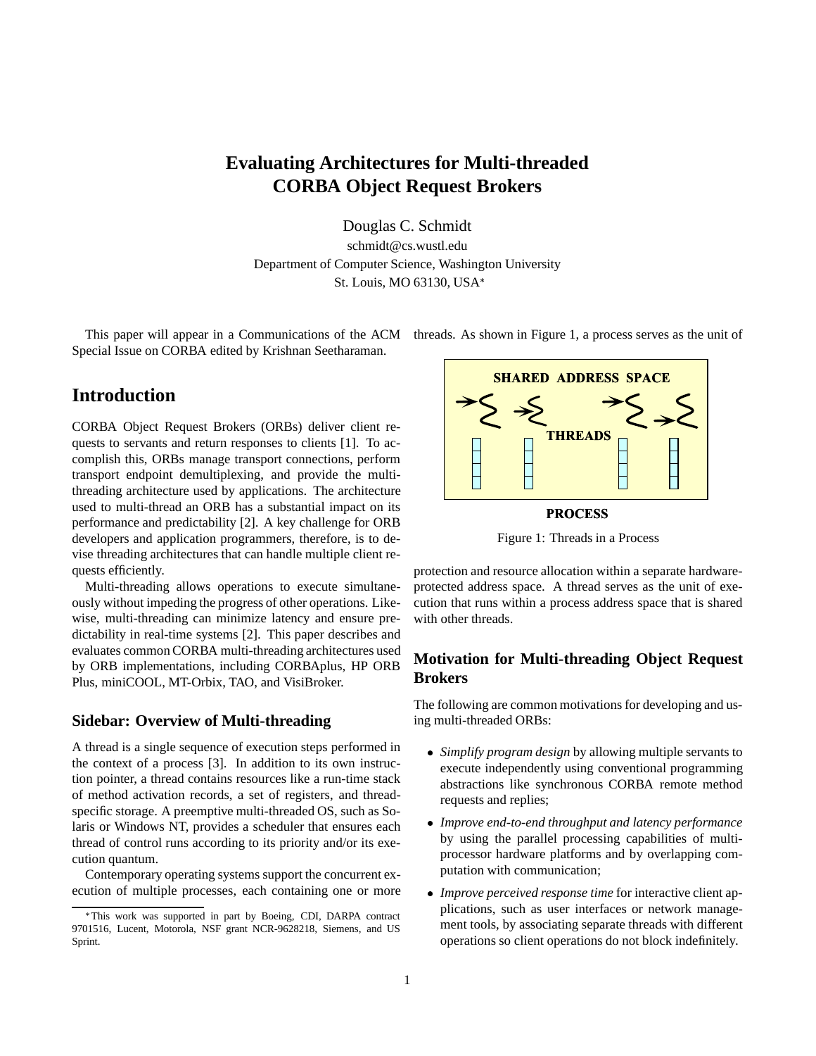# Evaluating Architectures for Multi-threaded CORBA Object Request Brokers

Douglas C. Schmidt
schmidt@cs.wustl.edu
Department of Computer Science, Washington University
St. Louis, MO 63130, USA[*]

This paper will appear in a Communications of the ACM Special Issue on CORBA edited by Krishnan Seetharaman.

## Introduction

CORBA Object Request Brokers (ORBs) deliver client requests to servants and return responses to clients [1]. To accomplish this, ORBs manage transport connections, perform transport endpoint demultiplexing, and provide the multi-threading architecture used by applications. The architecture used to multi-thread an ORB has a substantial impact on its performance and predictability [2]. A key challenge for ORB developers and application programmers, therefore, is to devise threading architectures that can handle multiple client requests efficiently.

Multi-threading allows operations to execute simultaneously without impeding the progress of other operations. Likewise, multi-threading can minimize latency and ensure predictability in real-time systems [2]. This paper describes and evaluates common CORBA multi-threading architectures used by ORB implementations, including CORBAplus, HP ORB Plus, miniCOOL, MT-Orbix, TAO, and VisiBroker.

### Sidebar: Overview of Multi-threading

A thread is a single sequence of execution steps performed in the context of a process [3]. In addition to its own instruction pointer, a thread contains resources like a run-time stack of method activation records, a set of registers, and thread-specific storage. A preemptive multi-threaded OS, such as Solaris or Windows NT, provides a scheduler that ensures each thread of control runs according to its priority and/or its execution quantum.

Contemporary operating systems support the concurrent execution of multiple processes, each containing one or more threads. As shown in Figure 1, a process serves as the unit of protection and resource allocation within a separate hardware-protected address space. A thread serves as the unit of execution that runs within a process address space that is shared with other threads.

SHARED ADDRESS SPACE

THREADS

PROCESS

Figure 1: Threads in a Process

### Motivation for Multi-threading Object Request Brokers

The following are common motivations for developing and using multi-threaded ORBs:

- *Simplify program design* by allowing multiple servants to execute independently using conventional programming abstractions like synchronous CORBA remote method requests and replies;
- *Improve end-to-end throughput and latency performance* by using the parallel processing capabilities of multi-processor hardware platforms and by overlapping computation with communication;
- *Improve perceived response time* for interactive client applications, such as user interfaces or network management tools, by associating separate threads with different operations so client operations do not block indefinitely.

[*] This work was supported in part by Boeing, CDI, DARPA contract 9701516, Lucent, Motorola, NSF grant NCR-9628218, Siemens, and US Sprint.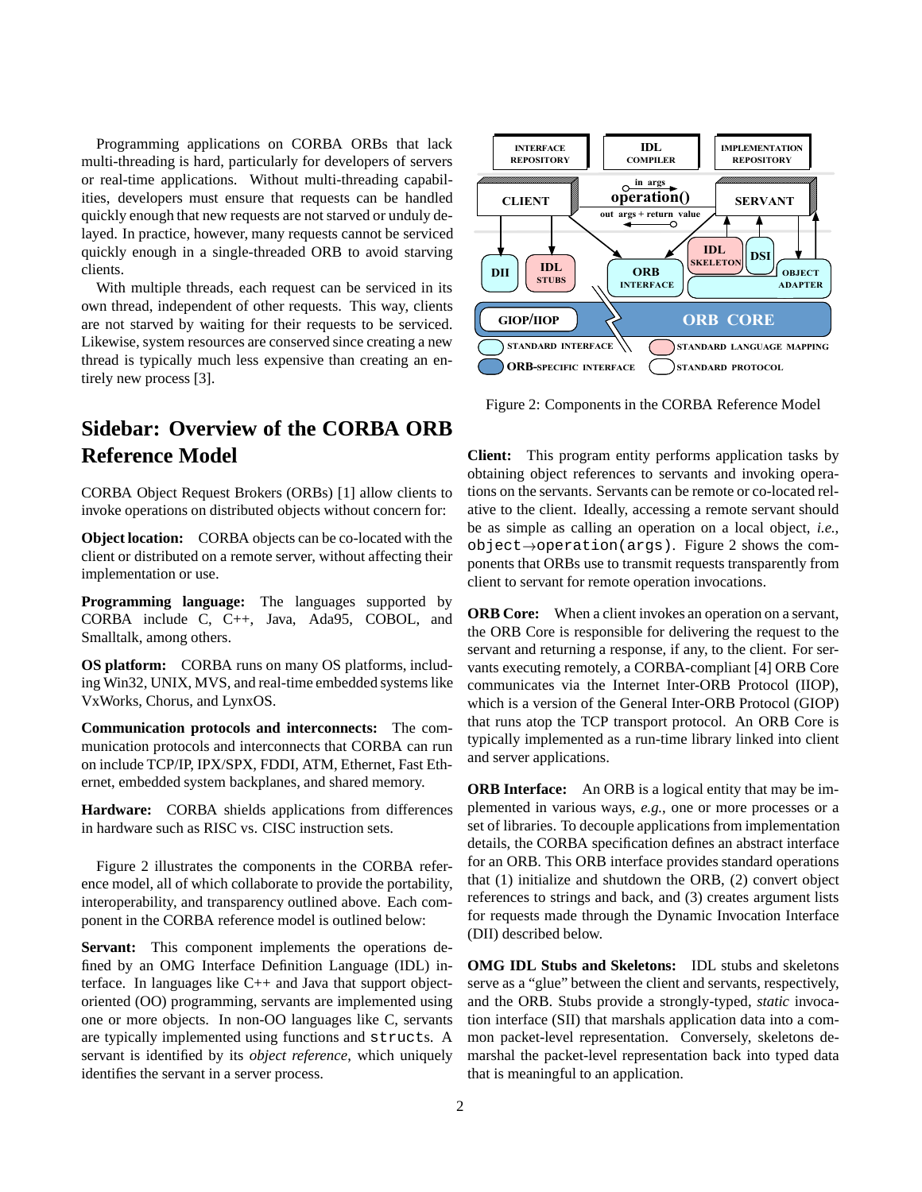Programming applications on CORBA ORBs that lack multi-threading is hard, particularly for developers of servers or real-time applications. Without multi-threading capabilities, developers must ensure that requests can be handled quickly enough that new requests are not starved or unduly delayed. In practice, however, many requests cannot be serviced quickly enough in a single-threaded ORB to avoid starving clients.

With multiple threads, each request can be serviced in its own thread, independent of other requests. This way, clients are not starved by waiting for their requests to be serviced. Likewise, system resources are conserved since creating a new thread is typically much less expensive than creating an entirely new process [3].

## Sidebar: Overview of the CORBA ORB Reference Model

CORBA Object Request Brokers (ORBs) [1] allow clients to invoke operations on distributed objects without concern for:

**Object location:** CORBA objects can be co-located with the client or distributed on a remote server, without affecting their implementation or use.

**Programming language:** The languages supported by CORBA include C, C++, Java, Ada95, COBOL, and Smalltalk, among others.

**OS platform:** CORBA runs on many OS platforms, including Win32, UNIX, MVS, and real-time embedded systems like VxWorks, Chorus, and LynxOS.

**Communication protocols and interconnects:** The communication protocols and interconnects that CORBA can run on include TCP/IP, IPX/SPX, FDDI, ATM, Ethernet, Fast Ethernet, embedded system backplanes, and shared memory.

**Hardware:** CORBA shields applications from differences in hardware such as RISC vs. CISC instruction sets.

Figure 2 illustrates the components in the CORBA reference model, all of which collaborate to provide the portability, interoperability, and transparency outlined above. Each component in the CORBA reference model is outlined below:

**Servant:** This component implements the operations defined by an OMG Interface Definition Language (IDL) interface. In languages like C++ and Java that support object-oriented (OO) programming, servants are implemented using one or more objects. In non-OO languages like C, servants are typically implemented using functions and `struct`s. A servant is identified by its *object reference*, which uniquely identifies the servant in a server process.

Figure 2: Components in the CORBA Reference Model

**Client:** This program entity performs application tasks by obtaining object references to servants and invoking operations on the servants. Servants can be remote or co-located relative to the client. Ideally, accessing a remote servant should be as simple as calling an operation on a local object, *i.e.*, `object→operation(args)`. Figure 2 shows the components that ORBs use to transmit requests transparently from client to servant for remote operation invocations.

**ORB Core:** When a client invokes an operation on a servant, the ORB Core is responsible for delivering the request to the servant and returning a response, if any, to the client. For servants executing remotely, a CORBA-compliant [4] ORB Core communicates via the Internet Inter-ORB Protocol (IIOP), which is a version of the General Inter-ORB Protocol (GIOP) that runs atop the TCP transport protocol. An ORB Core is typically implemented as a run-time library linked into client and server applications.

**ORB Interface:** An ORB is a logical entity that may be implemented in various ways, *e.g.*, one or more processes or a set of libraries. To decouple applications from implementation details, the CORBA specification defines an abstract interface for an ORB. This ORB interface provides standard operations that (1) initialize and shutdown the ORB, (2) convert object references to strings and back, and (3) creates argument lists for requests made through the Dynamic Invocation Interface (DII) described below.

**OMG IDL Stubs and Skeletons:** IDL stubs and skeletons serve as a "glue" between the client and servants, respectively, and the ORB. Stubs provide a strongly-typed, *static* invocation interface (SII) that marshals application data into a common packet-level representation. Conversely, skeletons demarshal the packet-level representation back into typed data that is meaningful to an application.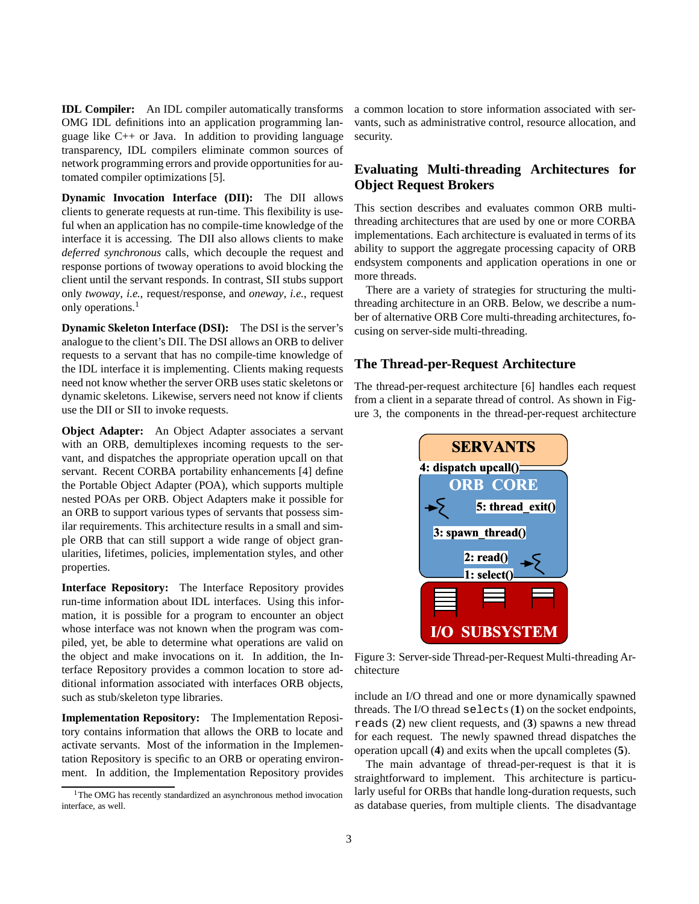**IDL Compiler:** An IDL compiler automatically transforms OMG IDL definitions into an application programming language like C++ or Java. In addition to providing language transparency, IDL compilers eliminate common sources of network programming errors and provide opportunities for automated compiler optimizations [5].

**Dynamic Invocation Interface (DII):** The DII allows clients to generate requests at run-time. This flexibility is useful when an application has no compile-time knowledge of the interface it is accessing. The DII also allows clients to make *deferred synchronous* calls, which decouple the request and response portions of twoway operations to avoid blocking the client until the servant responds. In contrast, SII stubs support only *twoway*, *i.e.*, request/response, and *oneway*, *i.e.*, request only operations.[1]

**Dynamic Skeleton Interface (DSI):** The DSI is the server's analogue to the client's DII. The DSI allows an ORB to deliver requests to a servant that has no compile-time knowledge of the IDL interface it is implementing. Clients making requests need not know whether the server ORB uses static skeletons or dynamic skeletons. Likewise, servers need not know if clients use the DII or SII to invoke requests.

**Object Adapter:** An Object Adapter associates a servant with an ORB, demultiplexes incoming requests to the servant, and dispatches the appropriate operation upcall on that servant. Recent CORBA portability enhancements [4] define the Portable Object Adapter (POA), which supports multiple nested POAs per ORB. Object Adapters make it possible for an ORB to support various types of servants that possess similar requirements. This architecture results in a small and simple ORB that can still support a wide range of object granularities, lifetimes, policies, implementation styles, and other properties.

**Interface Repository:** The Interface Repository provides run-time information about IDL interfaces. Using this information, it is possible for a program to encounter an object whose interface was not known when the program was compiled, yet, be able to determine what operations are valid on the object and make invocations on it. In addition, the Interface Repository provides a common location to store additional information associated with interfaces ORB objects, such as stub/skeleton type libraries.

**Implementation Repository:** The Implementation Repository contains information that allows the ORB to locate and activate servants. Most of the information in the Implementation Repository is specific to an ORB or operating environment. In addition, the Implementation Repository provides a common location to store information associated with servants, such as administrative control, resource allocation, and security.

[1] The OMG has recently standardized an asynchronous method invocation interface, as well.

## Evaluating Multi-threading Architectures for Object Request Brokers

This section describes and evaluates common ORB multi-threading architectures that are used by one or more CORBA implementations. Each architecture is evaluated in terms of its ability to support the aggregate processing capacity of ORB endsystem components and application operations in one or more threads.

There are a variety of strategies for structuring the multi-threading architecture in an ORB. Below, we describe a number of alternative ORB Core multi-threading architectures, focusing on server-side multi-threading.

### The Thread-per-Request Architecture

The thread-per-request architecture [6] handles each request from a client in a separate thread of control. As shown in Figure 3, the components in the thread-per-request architecture include an I/O thread and one or more dynamically spawned threads. The I/O thread `select`s (**1**) on the socket endpoints, `read`s (**2**) new client requests, and (**3**) spawns a new thread for each request. The newly spawned thread dispatches the operation upcall (**4**) and exits when the upcall completes (**5**).

Figure 3: Server-side Thread-per-Request Multi-threading Architecture

The main advantage of thread-per-request is that it is straightforward to implement. This architecture is particularly useful for ORBs that handle long-duration requests, such as database queries, from multiple clients. The disadvantage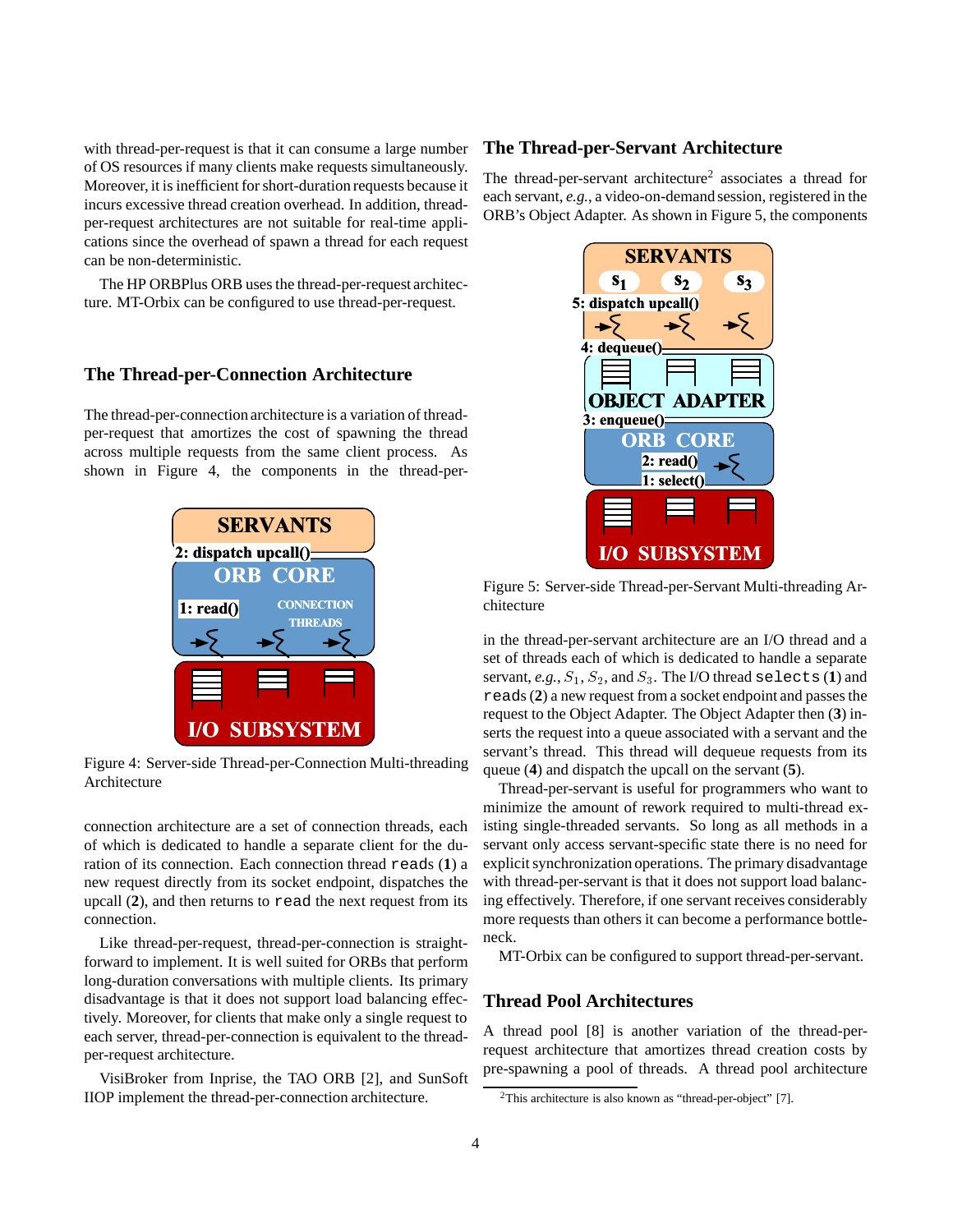with thread-per-request is that it can consume a large number of OS resources if many clients make requests simultaneously. Moreover, it is inefficient for short-duration requests because it incurs excessive thread creation overhead. In addition, thread-per-request architectures are not suitable for real-time applications since the overhead of spawn a thread for each request can be non-deterministic.

The HP ORBPlus ORB uses the thread-per-request architecture. MT-Orbix can be configured to use thread-per-request.

### The Thread-per-Connection Architecture

The thread-per-connection architecture is a variation of thread-per-request that amortizes the cost of spawning the thread across multiple requests from the same client process. As shown in Figure 4, the components in the thread-per-connection architecture are a set of connection threads, each of which is dedicated to handle a separate client for the duration of its connection. Each connection thread `read`s (**1**) a new request directly from its socket endpoint, dispatches the upcall (**2**), and then returns to `read` the next request from its connection.

Figure 4: Server-side Thread-per-Connection Multi-threading Architecture

Like thread-per-request, thread-per-connection is straightforward to implement. It is well suited for ORBs that perform long-duration conversations with multiple clients. Its primary disadvantage is that it does not support load balancing effectively. Moreover, for clients that make only a single request to each server, thread-per-connection is equivalent to the thread-per-request architecture.

VisiBroker from Inprise, the TAO ORB [2], and SunSoft IIOP implement the thread-per-connection architecture.

### The Thread-per-Servant Architecture

The thread-per-servant architecture[2] associates a thread for each servant, *e.g.*, a video-on-demand session, registered in the ORB's Object Adapter. As shown in Figure 5, the components in the thread-per-servant architecture are an I/O thread and a set of threads each of which is dedicated to handle a separate servant, *e.g.*, $S_1$, $S_2$, and $S_3$. The I/O thread `select`s (**1**) and `read`s (**2**) a new request from a socket endpoint and passes the request to the Object Adapter. The Object Adapter then (**3**) inserts the request into a queue associated with a servant and the servant's thread. This thread will dequeue requests from its queue (**4**) and dispatch the upcall on the servant (**5**).

Figure 5: Server-side Thread-per-Servant Multi-threading Architecture

Thread-per-servant is useful for programmers who want to minimize the amount of rework required to multi-thread existing single-threaded servants. So long as all methods in a servant only access servant-specific state there is no need for explicit synchronization operations. The primary disadvantage with thread-per-servant is that it does not support load balancing effectively. Therefore, if one servant receives considerably more requests than others it can become a performance bottleneck.

MT-Orbix can be configured to support thread-per-servant.

### Thread Pool Architectures

A thread pool [8] is another variation of the thread-per-request architecture that amortizes thread creation costs by pre-spawning a pool of threads. A thread pool architecture

[2] This architecture is also known as "thread-per-object" [7].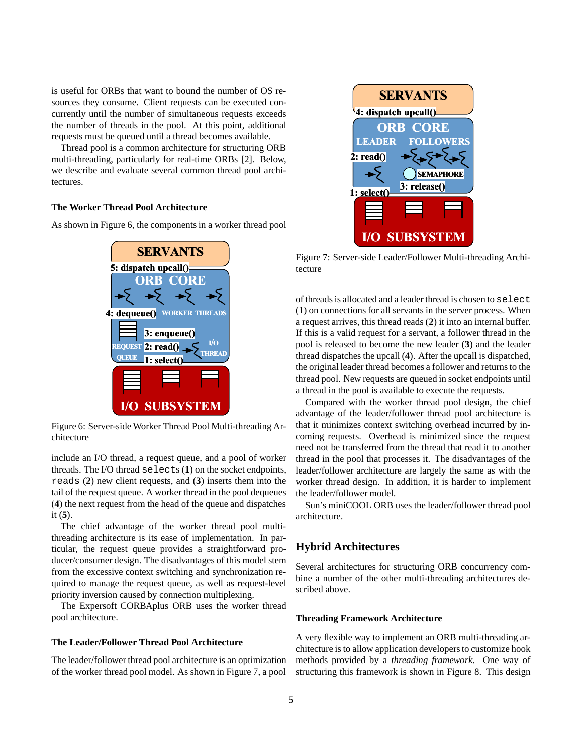is useful for ORBs that want to bound the number of OS resources they consume. Client requests can be executed concurrently until the number of simultaneous requests exceeds the number of threads in the pool. At this point, additional requests must be queued until a thread becomes available.

Thread pool is a common architecture for structuring ORB multi-threading, particularly for real-time ORBs [2]. Below, we describe and evaluate several common thread pool architectures.

### The Worker Thread Pool Architecture

As shown in Figure 6, the components in a worker thread pool include an I/O thread, a request queue, and a pool of worker threads. The I/O thread `selects` (**1**) on the socket endpoints, `reads` (**2**) new client requests, and (**3**) inserts them into the tail of the request queue. A worker thread in the pool dequeues (**4**) the next request from the head of the queue and dispatches it (**5**).

Figure 6: Server-side Worker Thread Pool Multi-threading Architecture

The chief advantage of the worker thread pool multi-threading architecture is its ease of implementation. In particular, the request queue provides a straightforward producer/consumer design. The disadvantages of this model stem from the excessive context switching and synchronization required to manage the request queue, as well as request-level priority inversion caused by connection multiplexing.

The Expersoft CORBAplus ORB uses the worker thread pool architecture.

### The Leader/Follower Thread Pool Architecture

The leader/follower thread pool architecture is an optimization of the worker thread pool model. As shown in Figure 7, a pool of threads is allocated and a leader thread is chosen to `select` (**1**) on connections for all servants in the server process. When a request arrives, this thread reads (**2**) it into an internal buffer. If this is a valid request for a servant, a follower thread in the pool is released to become the new leader (**3**) and the leader thread dispatches the upcall (**4**). After the upcall is dispatched, the original leader thread becomes a follower and returns to the thread pool. New requests are queued in socket endpoints until a thread in the pool is available to execute the requests.

Figure 7: Server-side Leader/Follower Multi-threading Architecture

Compared with the worker thread pool design, the chief advantage of the leader/follower thread pool architecture is that it minimizes context switching overhead incurred by incoming requests. Overhead is minimized since the request need not be transferred from the thread that read it to another thread in the pool that processes it. The disadvantages of the leader/follower architecture are largely the same as with the worker thread design. In addition, it is harder to implement the leader/follower model.

Sun's miniCOOL ORB uses the leader/follower thread pool architecture.

## Hybrid Architectures

Several architectures for structuring ORB concurrency combine a number of the other multi-threading architectures described above.

### Threading Framework Architecture

A very flexible way to implement an ORB multi-threading architecture is to allow application developers to customize hook methods provided by a *threading framework*. One way of structuring this framework is shown in Figure 8. This design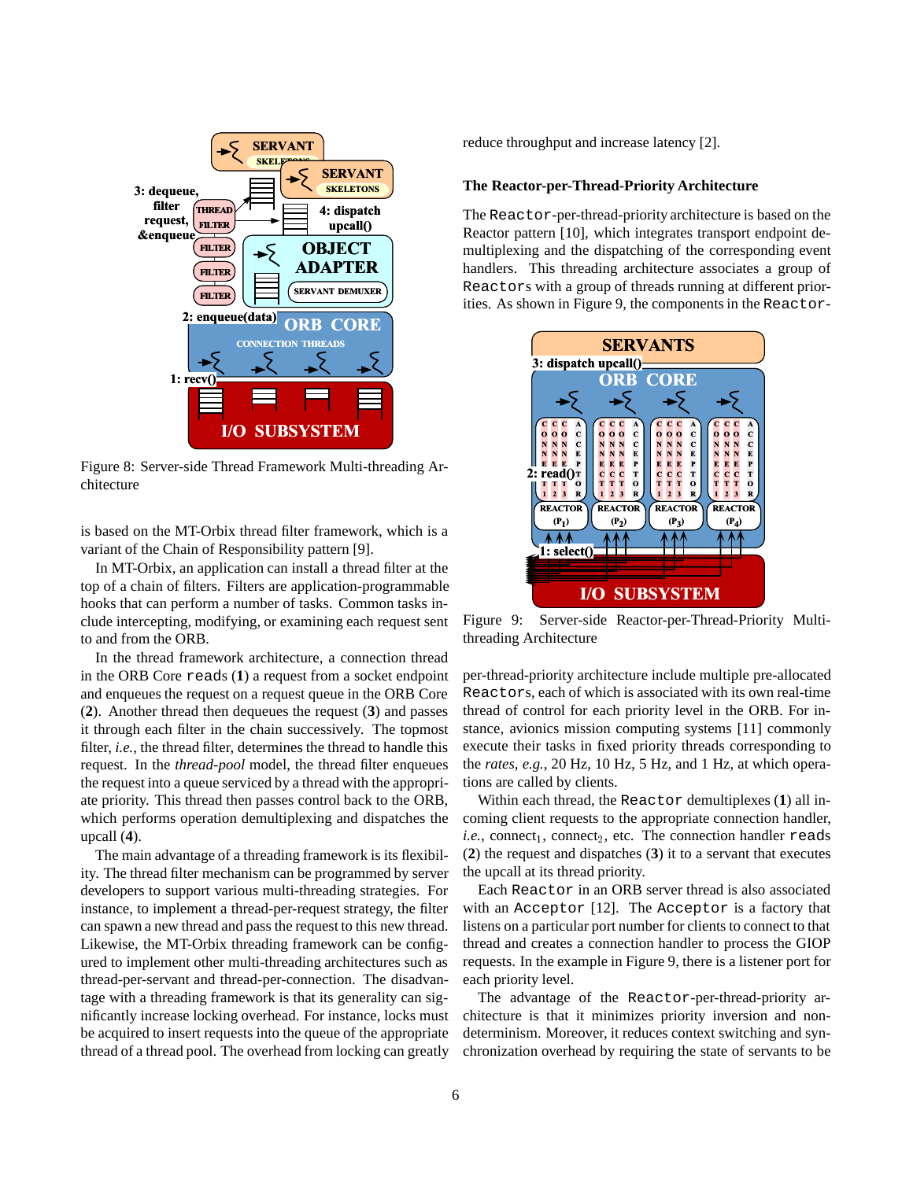Figure 8: Server-side Thread Framework Multi-threading Architecture

is based on the MT-Orbix thread filter framework, which is a variant of the Chain of Responsibility pattern [9].

In MT-Orbix, an application can install a thread filter at the top of a chain of filters. Filters are application-programmable hooks that can perform a number of tasks. Common tasks include intercepting, modifying, or examining each request sent to and from the ORB.

In the thread framework architecture, a connection thread in the ORB Core `reads` (**1**) a request from a socket endpoint and enqueues the request on a request queue in the ORB Core (**2**). Another thread then dequeues the request (**3**) and passes it through each filter in the chain successively. The topmost filter, *i.e.*, the thread filter, determines the thread to handle this request. In the *thread-pool* model, the thread filter enqueues the request into a queue serviced by a thread with the appropriate priority. This thread then passes control back to the ORB, which performs operation demultiplexing and dispatches the upcall (**4**).

The main advantage of a threading framework is its flexibility. The thread filter mechanism can be programmed by server developers to support various multi-threading strategies. For instance, to implement a thread-per-request strategy, the filter can spawn a new thread and pass the request to this new thread. Likewise, the MT-Orbix threading framework can be configured to implement other multi-threading architectures such as thread-per-servant and thread-per-connection. The disadvantage with a threading framework is that its generality can significantly increase locking overhead. For instance, locks must be acquired to insert requests into the queue of the appropriate thread of a thread pool. The overhead from locking can greatly reduce throughput and increase latency [2].

### The Reactor-per-Thread-Priority Architecture

The `Reactor`-per-thread-priority architecture is based on the Reactor pattern [10], which integrates transport endpoint demultiplexing and the dispatching of the corresponding event handlers. This threading architecture associates a group of `Reactor`s with a group of threads running at different priorities. As shown in Figure 9, the components in the `Reactor`-per-thread-priority architecture include multiple pre-allocated `Reactor`s, each of which is associated with its own real-time thread of control for each priority level in the ORB. For instance, avionics mission computing systems [11] commonly execute their tasks in fixed priority threads corresponding to the *rates*, *e.g.*, 20 Hz, 10 Hz, 5 Hz, and 1 Hz, at which operations are called by clients.

Figure 9: Server-side Reactor-per-Thread-Priority Multi-threading Architecture

Within each thread, the `Reactor` demultiplexes (**1**) all incoming client requests to the appropriate connection handler, *i.e.*, $\text{connect}_1$, $\text{connect}_2$, etc. The connection handler `reads` (**2**) the request and dispatches (**3**) it to a servant that executes the upcall at its thread priority.

Each `Reactor` in an ORB server thread is also associated with an `Acceptor` [12]. The `Acceptor` is a factory that listens on a particular port number for clients to connect to that thread and creates a connection handler to process the GIOP requests. In the example in Figure 9, there is a listener port for each priority level.

The advantage of the `Reactor`-per-thread-priority architecture is that it minimizes priority inversion and non-determinism. Moreover, it reduces context switching and synchronization overhead by requiring the state of servants to be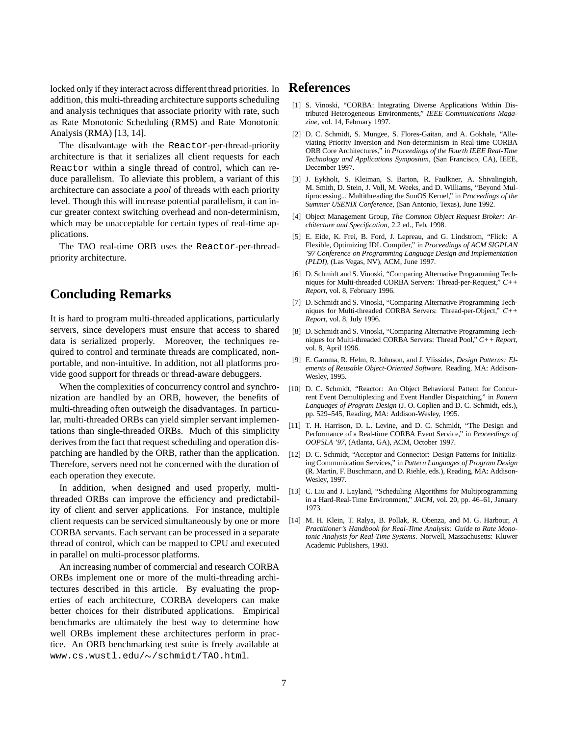locked only if they interact across different thread priorities. In addition, this multi-threading architecture supports scheduling and analysis techniques that associate priority with rate, such as Rate Monotonic Scheduling (RMS) and Rate Monotonic Analysis (RMA) [13, 14].

The disadvantage with the `Reactor`-per-thread-priority architecture is that it serializes all client requests for each `Reactor` within a single thread of control, which can reduce parallelism. To alleviate this problem, a variant of this architecture can associate a *pool* of threads with each priority level. Though this will increase potential parallelism, it can incur greater context switching overhead and non-determinism, which may be unacceptable for certain types of real-time applications.

The TAO real-time ORB uses the `Reactor`-per-thread-priority architecture.

## Concluding Remarks

It is hard to program multi-threaded applications, particularly servers, since developers must ensure that access to shared data is serialized properly. Moreover, the techniques required to control and terminate threads are complicated, non-portable, and non-intuitive. In addition, not all platforms provide good support for threads or thread-aware debuggers.

When the complexities of concurrency control and synchronization are handled by an ORB, however, the benefits of multi-threading often outweigh the disadvantages. In particular, multi-threaded ORBs can yield simpler servant implementations than single-threaded ORBs. Much of this simplicity derives from the fact that request scheduling and operation dispatching are handled by the ORB, rather than the application. Therefore, servers need not be concerned with the duration of each operation they execute.

In addition, when designed and used properly, multi-threaded ORBs can improve the efficiency and predictability of client and server applications. For instance, multiple client requests can be serviced simultaneously by one or more CORBA servants. Each servant can be processed in a separate thread of control, which can be mapped to CPU and executed in parallel on multi-processor platforms.

An increasing number of commercial and research CORBA ORBs implement one or more of the multi-threading architectures described in this article. By evaluating the properties of each architecture, CORBA developers can make better choices for their distributed applications. Empirical benchmarks are ultimately the best way to determine how well ORBs implement these architectures perform in practice. An ORB benchmarking test suite is freely available at `www.cs.wustl.edu/~/schmidt/TAO.html`.

## References

[1] S. Vinoski, "CORBA: Integrating Diverse Applications Within Distributed Heterogeneous Environments," *IEEE Communications Magazine*, vol. 14, February 1997.

[2] D. C. Schmidt, S. Mungee, S. Flores-Gaitan, and A. Gokhale, "Alleviating Priority Inversion and Non-determinism in Real-time CORBA ORB Core Architectures," in *Proceedings of the Fourth IEEE Real-Time Technology and Applications Symposium*, (San Francisco, CA), IEEE, December 1997.

[3] J. Eykholt, S. Kleiman, S. Barton, R. Faulkner, A. Shivalingiah, M. Smith, D. Stein, J. Voll, M. Weeks, and D. Williams, "Beyond Multiprocessing... Multithreading the SunOS Kernel," in *Proceedings of the Summer USENIX Conference*, (San Antonio, Texas), June 1992.

[4] Object Management Group, *The Common Object Request Broker: Architecture and Specification*, 2.2 ed., Feb. 1998.

[5] E. Eide, K. Frei, B. Ford, J. Lepreau, and G. Lindstrom, "Flick: A Flexible, Optimizing IDL Compiler," in *Proceedings of ACM SIGPLAN '97 Conference on Programming Language Design and Implementation (PLDI)*, (Las Vegas, NV), ACM, June 1997.

[6] D. Schmidt and S. Vinoski, "Comparing Alternative Programming Techniques for Multi-threaded CORBA Servers: Thread-per-Request," *C++ Report*, vol. 8, February 1996.

[7] D. Schmidt and S. Vinoski, "Comparing Alternative Programming Techniques for Multi-threaded CORBA Servers: Thread-per-Object," *C++ Report*, vol. 8, July 1996.

[8] D. Schmidt and S. Vinoski, "Comparing Alternative Programming Techniques for Multi-threaded CORBA Servers: Thread Pool," *C++ Report*, vol. 8, April 1996.

[9] E. Gamma, R. Helm, R. Johnson, and J. Vlissides, *Design Patterns: Elements of Reusable Object-Oriented Software*. Reading, MA: Addison-Wesley, 1995.

[10] D. C. Schmidt, "Reactor: An Object Behavioral Pattern for Concurrent Event Demultiplexing and Event Handler Dispatching," in *Pattern Languages of Program Design* (J. O. Coplien and D. C. Schmidt, eds.), pp. 529–545, Reading, MA: Addison-Wesley, 1995.

[11] T. H. Harrison, D. L. Levine, and D. C. Schmidt, "The Design and Performance of a Real-time CORBA Event Service," in *Proceedings of OOPSLA '97*, (Atlanta, GA), ACM, October 1997.

[12] D. C. Schmidt, "Acceptor and Connector: Design Patterns for Initializing Communication Services," in *Pattern Languages of Program Design* (R. Martin, F. Buschmann, and D. Riehle, eds.), Reading, MA: Addison-Wesley, 1997.

[13] C. Liu and J. Layland, "Scheduling Algorithms for Multiprogramming in a Hard-Real-Time Environment," *JACM*, vol. 20, pp. 46–61, January 1973.

[14] M. H. Klein, T. Ralya, B. Pollak, R. Obenza, and M. G. Harbour, *A Practitioner's Handbook for Real-Time Analysis: Guide to Rate Monotonic Analysis for Real-Time Systems*. Norwell, Massachusetts: Kluwer Academic Publishers, 1993.